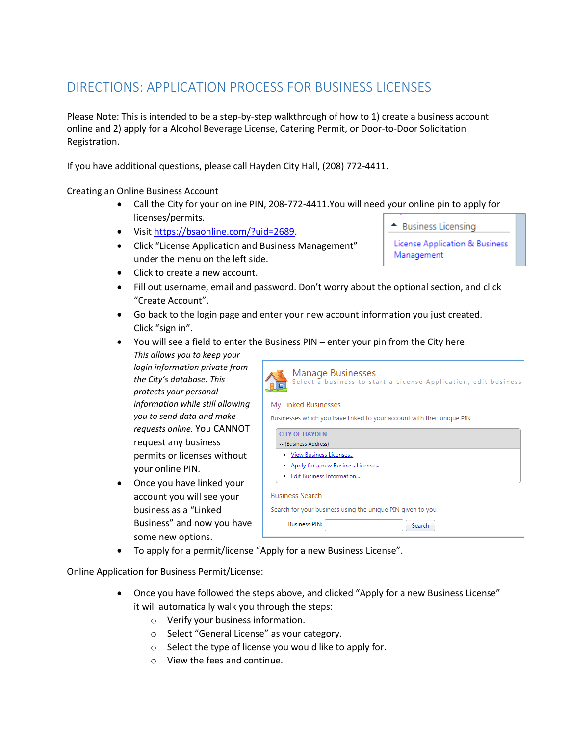# DIRECTIONS: APPLICATION PROCESS FOR BUSINESS LICENSES

Please Note: This is intended to be a step-by-step walkthrough of how to 1) create a business account online and 2) apply for a Alcohol Beverage License, Catering Permit, or Door-to-Door Solicitation Registration.

If you have additional questions, please call Hayden City Hall, (208) 772-4411.

Creating an Online Business Account

- Call the City for your online PIN, 208-772-4411.You will need your online pin to apply for licenses/permits.
- Visit https://bsaonline.com/?uid=2689.
- Click "License Application and Business Management" under the menu on the left side.
- Click to create a new account.
- Fill out username, email and password. Don't worry about the optional section, and click "Create Account".
- Go back to the login page and enter your new account information you just created. Click "sign in".
- You will see a field to enter the Business PIN – enter your pin from the City here. *This allows you to keep your login information private from the City's database. This protects your personal information while still allowing you to send data and make requests online.* You CANNOT request any business permits or licenses without your online PIN.
- Once you have linked your account you will see your business as a "Linked Business" and now you have some new options.
- To apply for a permit/license "Apply for a new Business License".

Online Application for Business Permit/License:

- Once you have followed the steps above, and clicked "Apply for a new Business License" it will automatically walk you through the steps:
  - Verify your business information.
  - Select "General License" as your category.
  - Select the type of license you would like to apply for.
  - View the fees and continue.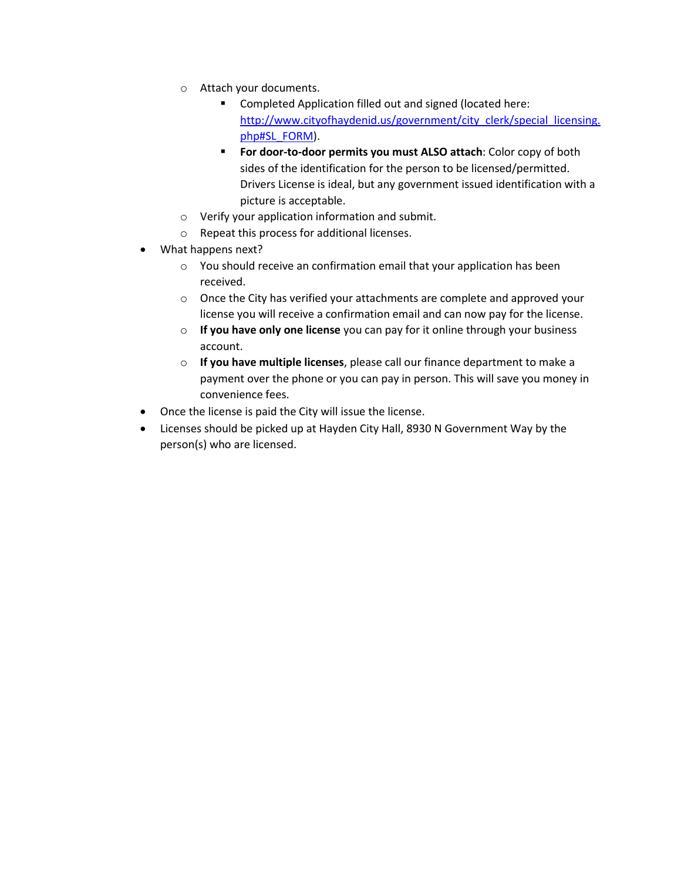- Attach your documents.
    - Completed Application filled out and signed (located here: [http://www.cityofhaydenid.us/government/city_clerk/special_licensing.php#SL_FORM](http://www.cityofhaydenid.us/government/city_clerk/special_licensing.php#SL_FORM)).
    - **For door-to-door permits you must ALSO attach**: Color copy of both sides of the identification for the person to be licensed/permitted. Drivers License is ideal, but any government issued identification with a picture is acceptable.
  - Verify your application information and submit.
  - Repeat this process for additional licenses.
- What happens next?
  - You should receive an confirmation email that your application has been received.
  - Once the City has verified your attachments are complete and approved your license you will receive a confirmation email and can now pay for the license.
  - **If you have only one license** you can pay for it online through your business account.
  - **If you have multiple licenses**, please call our finance department to make a payment over the phone or you can pay in person. This will save you money in convenience fees.
- Once the license is paid the City will issue the license.
- Licenses should be picked up at Hayden City Hall, 8930 N Government Way by the person(s) who are licensed.